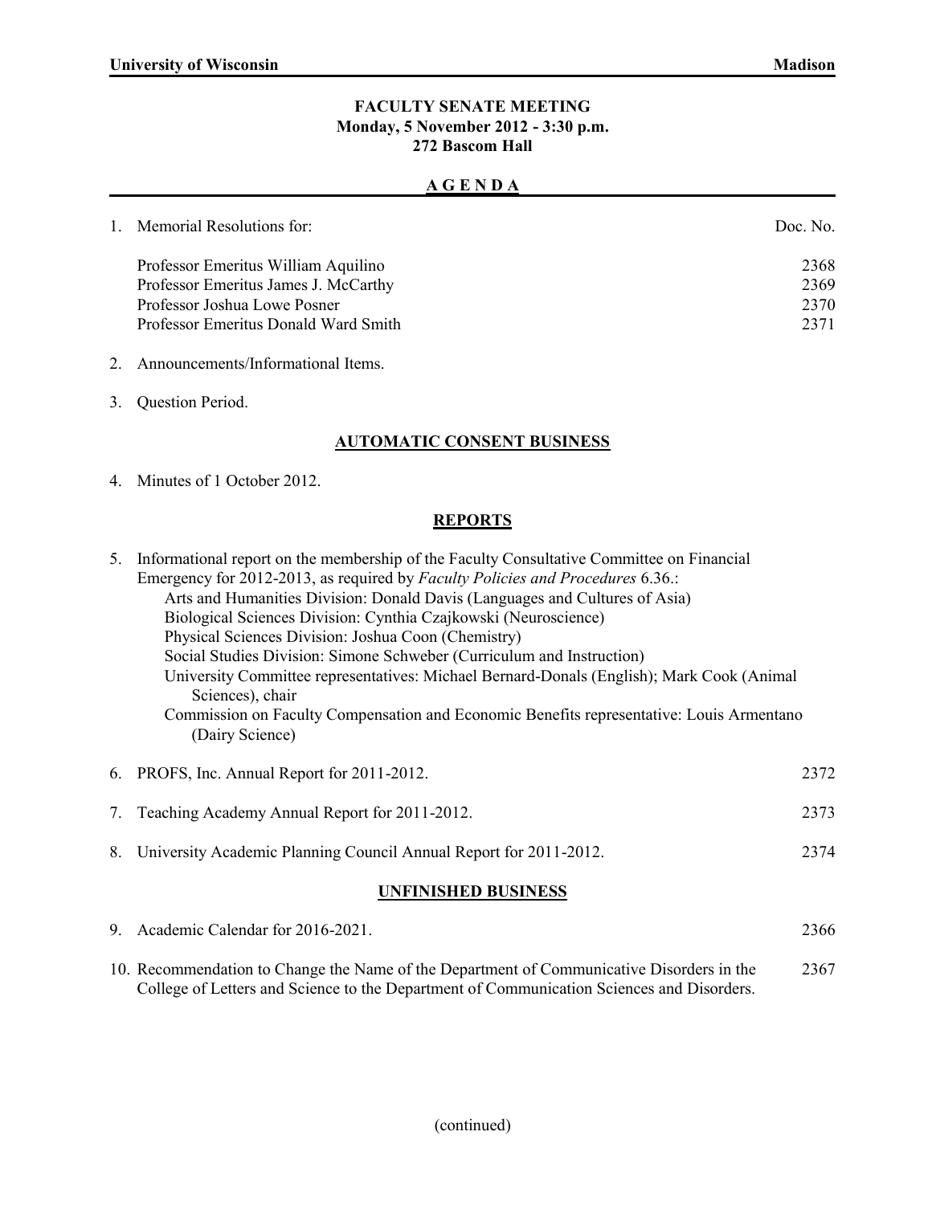**University of Wisconsin** **Madison**

# FACULTY SENATE MEETING
**Monday, 5 November 2012 - 3:30 p.m.**
**272 Bascom Hall**

## A G E N D A

| | | Doc. No. |
|---|---|---|
| 1. | Memorial Resolutions for: | |
| | Professor Emeritus William Aquilino | 2368 |
| | Professor Emeritus James J. McCarthy | 2369 |
| | Professor Joshua Lowe Posner | 2370 |
| | Professor Emeritus Donald Ward Smith | 2371 |

2. Announcements/Informational Items.

3. Question Period.

### AUTOMATIC CONSENT BUSINESS

4. Minutes of 1 October 2012.

### REPORTS

5. Informational report on the membership of the Faculty Consultative Committee on Financial Emergency for 2012-2013, as required by *Faculty Policies and Procedures* 6.36.:
   - Arts and Humanities Division: Donald Davis (Languages and Cultures of Asia)
   - Biological Sciences Division: Cynthia Czajkowski (Neuroscience)
   - Physical Sciences Division: Joshua Coon (Chemistry)
   - Social Studies Division: Simone Schweber (Curriculum and Instruction)
   - University Committee representatives: Michael Bernard-Donals (English); Mark Cook (Animal Sciences), chair
   - Commission on Faculty Compensation and Economic Benefits representative: Louis Armentano (Dairy Science)

6. PROFS, Inc. Annual Report for 2011-2012. — 2372

7. Teaching Academy Annual Report for 2011-2012. — 2373

8. University Academic Planning Council Annual Report for 2011-2012. — 2374

### UNFINISHED BUSINESS

9. Academic Calendar for 2016-2021. — 2366

10. Recommendation to Change the Name of the Department of Communicative Disorders in the College of Letters and Science to the Department of Communication Sciences and Disorders. — 2367

(continued)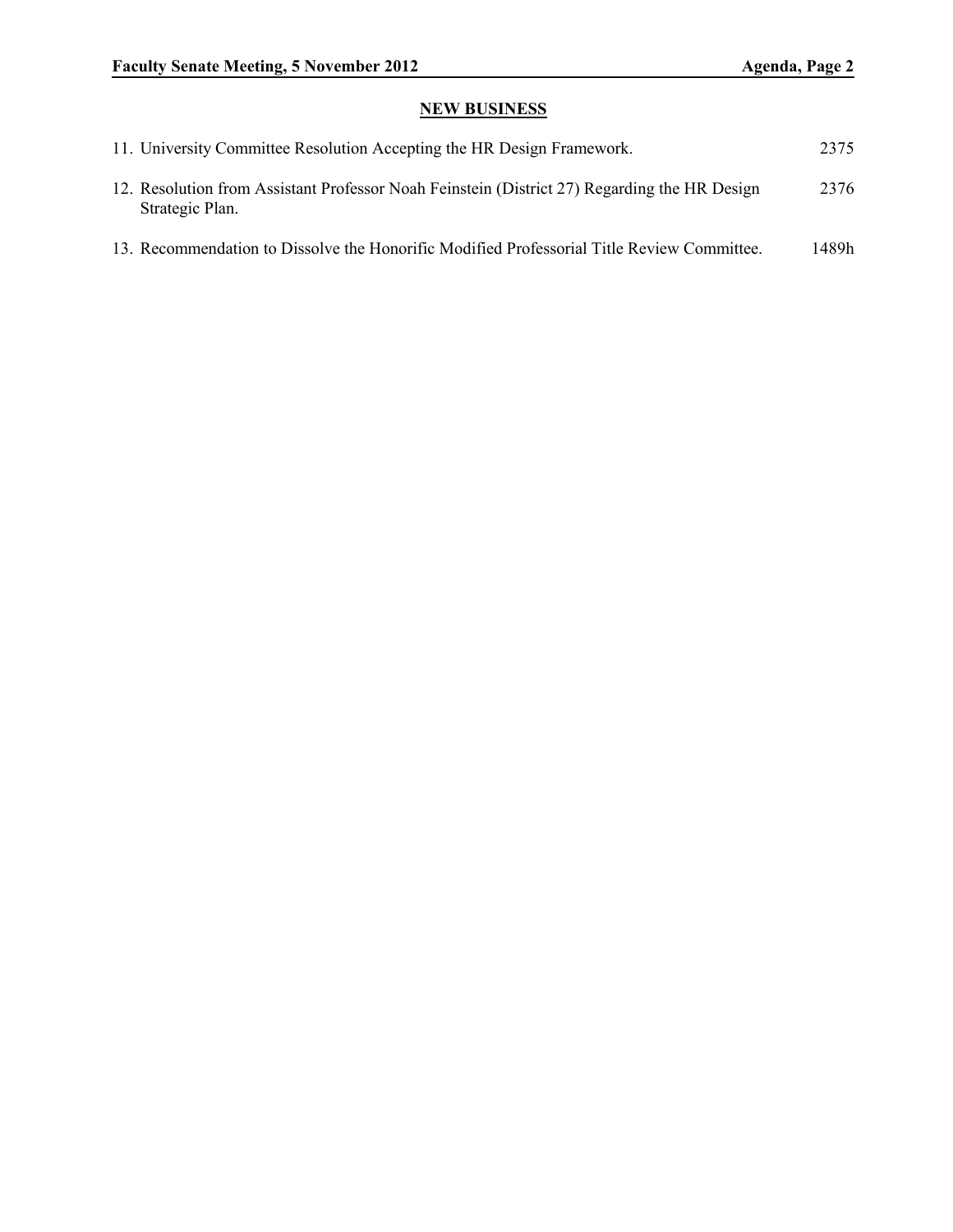## NEW BUSINESS

11. University Committee Resolution Accepting the HR Design Framework. 2375

12. Resolution from Assistant Professor Noah Feinstein (District 27) Regarding the HR Design Strategic Plan. 2376

13. Recommendation to Dissolve the Honorific Modified Professorial Title Review Committee. 1489h